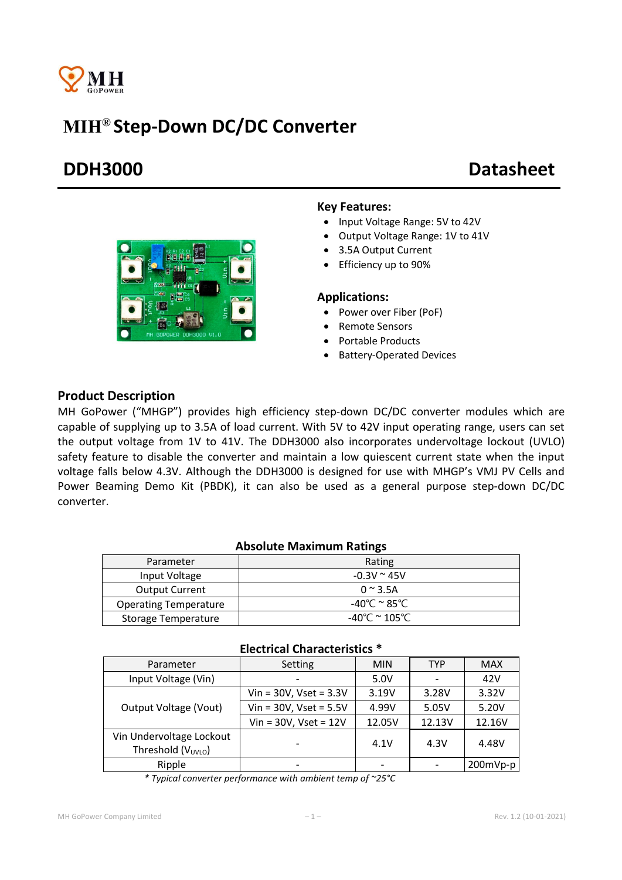# MIH® Step-Down DC/DC Converter

## DDH3000 Datasheet

### Key Features:

- Input Voltage Range: 5V to 42V
- Output Voltage Range: 1V to 41V
- 3.5A Output Current
- Efficiency up to 90%

### Applications:

- Power over Fiber (PoF)
- Remote Sensors
- Portable Products
- Battery-Operated Devices

### Product Description

MH GoPower ("MHGP") provides high efficiency step-down DC/DC converter modules which are capable of supplying up to 3.5A of load current. With 5V to 42V input operating range, users can set the output voltage from 1V to 41V. The DDH3000 also incorporates undervoltage lockout (UVLO) safety feature to disable the converter and maintain a low quiescent current state when the input voltage falls below 4.3V. Although the DDH3000 is designed for use with MHGP's VMJ PV Cells and Power Beaming Demo Kit (PBDK), it can also be used as a general purpose step-down DC/DC converter.

**Absolute Maximum Ratings**

| Parameter | Rating |
|---|---|
| Input Voltage | -0.3V ~ 45V |
| Output Current | 0 ~ 3.5A |
| Operating Temperature | -40℃ ~ 85℃ |
| Storage Temperature | -40℃ ~ 105℃ |

**Electrical Characteristics ***

| Parameter | Setting | MIN | TYP | MAX |
|---|---|---|---|---|
| Input Voltage (Vin) | - | 5.0V | - | 42V |
| Output Voltage (Vout) | Vin = 30V, Vset = 3.3V | 3.19V | 3.28V | 3.32V |
| | Vin = 30V, Vset = 5.5V | 4.99V | 5.05V | 5.20V |
| | Vin = 30V, Vset = 12V | 12.05V | 12.13V | 12.16V |
| Vin Undervoltage Lockout Threshold ($V_{UVLO}$) | - | 4.1V | 4.3V | 4.48V |
| Ripple | - | - | - | 200mVp-p |

*\* Typical converter performance with ambient temp of ~25°C*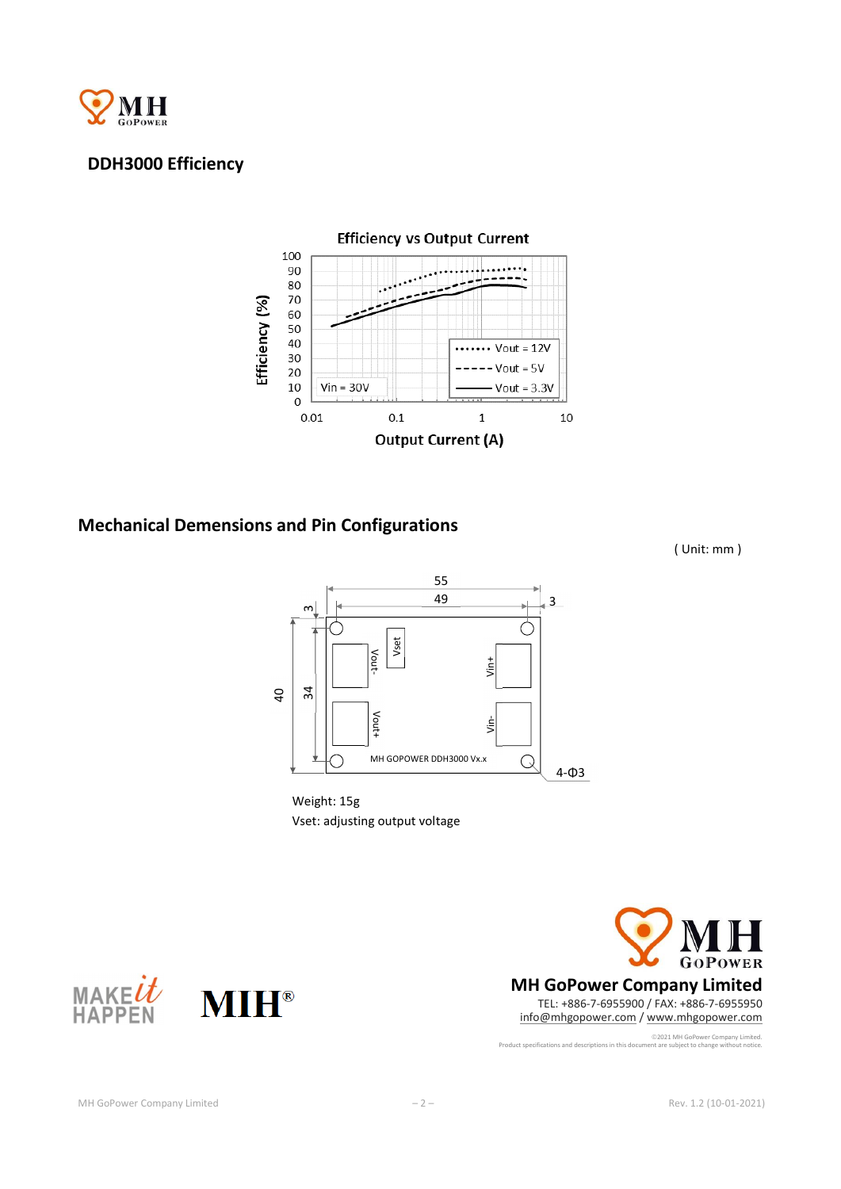## DDH3000 Efficiency

Efficiency vs Output Current

Efficiency (%)

100
90
80
70
60
50
40
30
20
10
0

0.01
0.1
1
10

Output Current (A)

Vin = 30V

Vout = 12V
Vout = 5V
Vout = 3.3V

## Mechanical Demensions and Pin Configurations

( Unit: mm )

55
49
3
3
40
34
Vset
Vout-
Vout+
Vin+
Vin-
MH GOPOWER DDH3000 Vx.x
4-Φ3

Weight: 15g

Vset: adjusting output voltage

**MH GoPower Company Limited**

TEL: +886-7-6955900 / FAX: +886-7-6955950

info@mhgopower.com / www.mhgopower.com

©2021 MH GoPower Company Limited.
Product specifications and descriptions in this document are subject to change without notice.